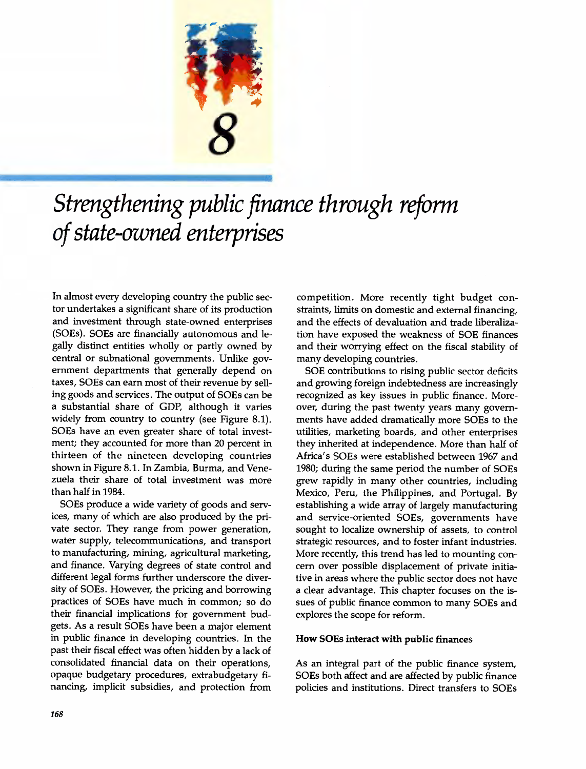# 8

# *Strengthening public finance through reform of state-owned enterprises*

In almost every developing country the public sector undertakes a significant share of its production and investment through state-owned enterprises (SOEs). SOEs are financially autonomous and legally distinct entities wholly or partly owned by central or subnational governments. Unlike government departments that generally depend on taxes, SOEs can earn most of their revenue by selling goods and services. The output of SOEs can be a substantial share of GDP, although it varies widely from country to country (see Figure 8.1). SOEs have an even greater share of total investment; they accounted for more than 20 percent in thirteen of the nineteen developing countries shown in Figure 8.1. In Zambia, Burma, and Venezuela their share of total investment was more than half in 1984.

SOEs produce a wide variety of goods and services, many of which are also produced by the private sector. They range from power generation, water supply, telecommunications, and transport to manufacturing, mining, agricultural marketing, and finance. Varying degrees of state control and different legal forms further underscore the diversity of SOEs. However, the pricing and borrowing practices of SOEs have much in common; so do their financial implications for government budgets. As a result SOEs have been a major element in public finance in developing countries. In the past their fiscal effect was often hidden by a lack of consolidated financial data on their operations, opaque budgetary procedures, extrabudgetary financing, implicit subsidies, and protection from competition. More recently tight budget constraints, limits on domestic and external financing, and the effects of devaluation and trade liberalization have exposed the weakness of SOE finances and their worrying effect on the fiscal stability of many developing countries.

SOE contributions to rising public sector deficits and growing foreign indebtedness are increasingly recognized as key issues in public finance. Moreover, during the past twenty years many governments have added dramatically more SOEs to the utilities, marketing boards, and other enterprises they inherited at independence. More than half of Africa's SOEs were established between 1967 and 1980; during the same period the number of SOEs grew rapidly in many other countries, including Mexico, Peru, the Philippines, and Portugal. By establishing a wide array of largely manufacturing and service-oriented SOEs, governments have sought to localize ownership of assets, to control strategic resources, and to foster infant industries. More recently, this trend has led to mounting concern over possible displacement of private initiative in areas where the public sector does not have a clear advantage. This chapter focuses on the issues of public finance common to many SOEs and explores the scope for reform.

#### How SOEs interact with public finances

As an integral part of the public finance system, SOEs both affect and are affected by public finance policies and institutions. Direct transfers to SOEs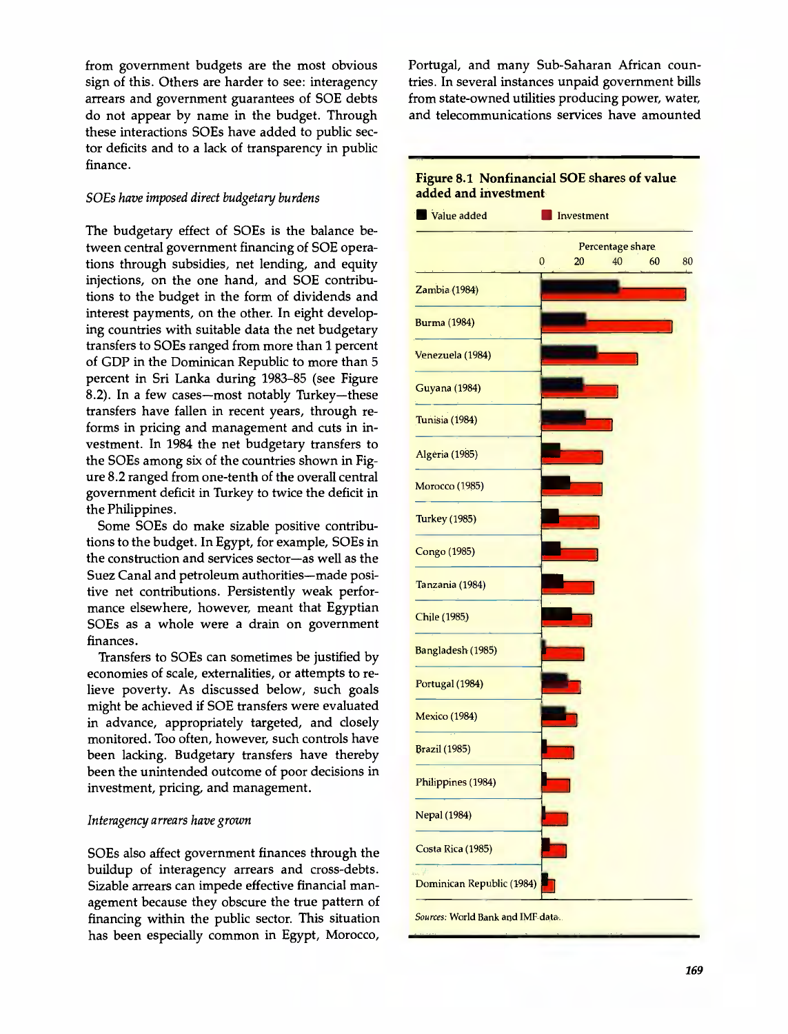from government budgets are the most obvious sign of this. Others are harder to see: interagency arrears and government guarantees of SOE debts do not appear by name in the budget. Through these interactions SOEs have added to public sector deficits and to a lack of transparency in public finance.

### *SOEs have imposed direct budgetary burdens*

The budgetary effect of SOEs is the balance between central government financing of SOE operations through subsidies, net lending, and equity injections, on the one hand, and SOE contributions to the budget in the form of dividends and interest payments, on the other. In eight developing countries with suitable data the net budgetary transfers to SOEs ranged from more than 1 percent of GDP in the Dominican Republic to more than 5 percent in Sri Lanka during 1983–85 (see Figure 8.2). In a few cases—most notably Turkey—these transfers have fallen in recent years, through reforms in pricing and management and cuts in investment. In 1984 the net budgetary transfers to the SOEs among six of the countries shown in Figure 8.2 ranged from one-tenth of the overall central government deficit in Turkey to twice the deficit in the Philippines.

Some SOEs do make sizable positive contributions to the budget. In Egypt, for example, SOEs in the construction and services sector—as well as the Suez Canal and petroleum authorities—made positive net contributions. Persistently weak performance elsewhere, however, meant that Egyptian SOEs as a whole were a drain on government finances.

Transfers to SOEs can sometimes be justified by economies of scale, externalities, or attempts to relieve poverty. As discussed below, such goals might be achieved if SOE transfers were evaluated in advance, appropriately targeted, and closely monitored. Too often, however, such controls have been lacking. Budgetary transfers have thereby been the unintended outcome of poor decisions in investment, pricing, and management.

### *Interagency arrears have grown*

SOEs also affect government finances through the buildup of interagency arrears and cross-debts. Sizable arrears can impede effective financial management because they obscure the true pattern of financing within the public sector. This situation has been especially common in Egypt, Morocco, Portugal, and many Sub-Saharan African countries. In several instances unpaid government bills from state-owned utilities producing power, water, and telecommunications services have amounted

**Figure 8.1 Nonfinancial SOE shares of value added and investment**

Value added
Investment

Percentage share
0 20 40 60 80

Zambia (1984)
Burma (1984)
Venezuela (1984)
Guyana (1984)
Tunisia (1984)
Algeria (1985)
Morocco (1985)
Turkey (1985)
Congo (1985)
Tanzania (1984)
Chile (1985)
Bangladesh (1985)
Portugal (1984)
Mexico (1984)
Brazil (1985)
Philippines (1984)
Nepal (1984)
Costa Rica (1985)
Dominican Republic (1984)

*Sources:* World Bank and IMF data.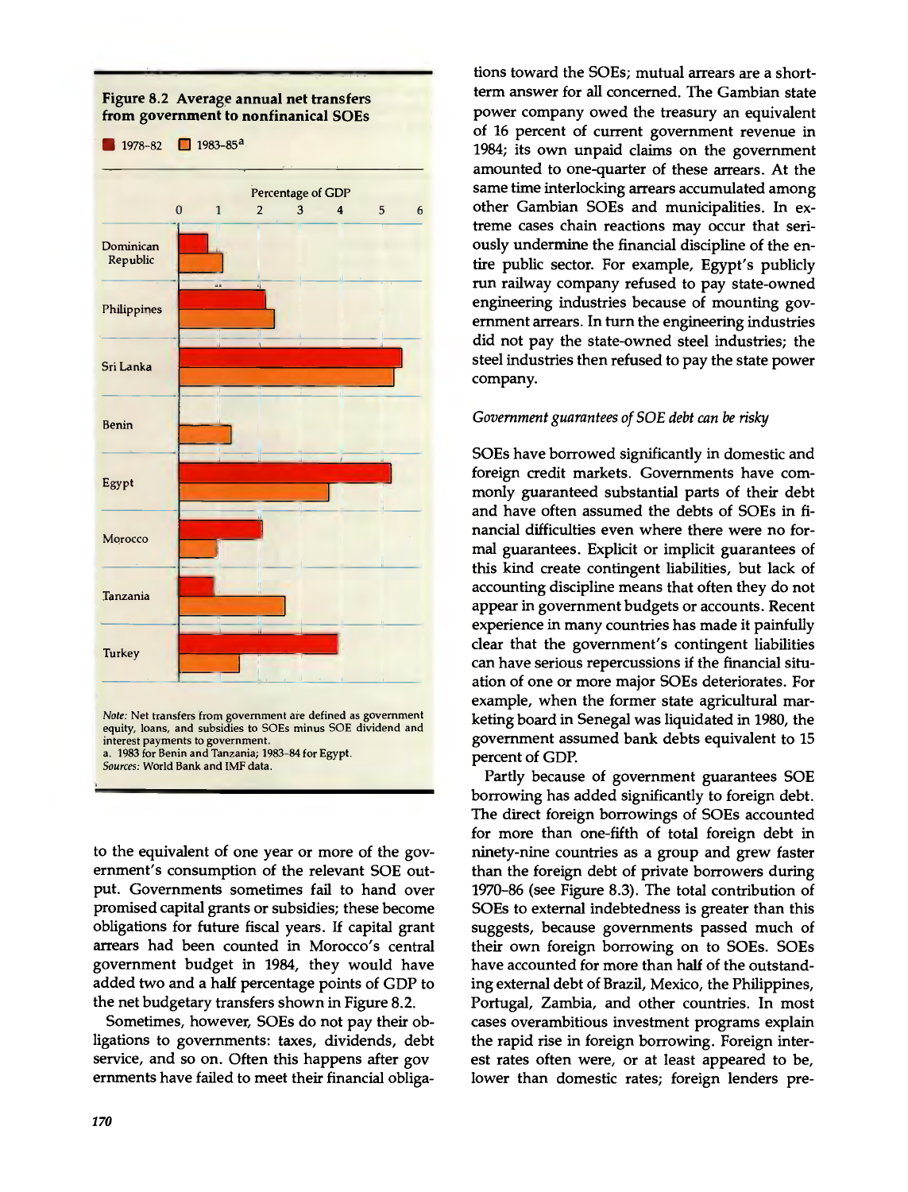**Figure 8.2 Average annual net transfers from government to nonfinanical SOEs**

Note: Net transfers from government are defined as government equity, loans, and subsidies to SOEs minus SOE dividend and interest payments to government.
a. 1983 for Benin and Tanzania; 1983–84 for Egypt.
*Sources:* World Bank and IMF data.

to the equivalent of one year or more of the government's consumption of the relevant SOE output. Governments sometimes fail to hand over promised capital grants or subsidies; these become obligations for future fiscal years. If capital grant arrears had been counted in Morocco's central government budget in 1984, they would have added two and a half percentage points of GDP to the net budgetary transfers shown in Figure 8.2.

Sometimes, however, SOEs do not pay their obligations to governments: taxes, dividends, debt service, and so on. Often this happens after governments have failed to meet their financial obligations toward the SOEs; mutual arrears are a short-term answer for all concerned. The Gambian state power company owed the treasury an equivalent of 16 percent of current government revenue in 1984; its own unpaid claims on the government amounted to one-quarter of these arrears. At the same time interlocking arrears accumulated among other Gambian SOEs and municipalities. In extreme cases chain reactions may occur that seriously undermine the financial discipline of the entire public sector. For example, Egypt's publicly run railway company refused to pay state-owned engineering industries because of mounting government arrears. In turn the engineering industries did not pay the state-owned steel industries; the steel industries then refused to pay the state power company.

*Government guarantees of SOE debt can be risky*

SOEs have borrowed significantly in domestic and foreign credit markets. Governments have commonly guaranteed substantial parts of their debt and have often assumed the debts of SOEs in financial difficulties even where there were no formal guarantees. Explicit or implicit guarantees of this kind create contingent liabilities, but lack of accounting discipline means that often they do not appear in government budgets or accounts. Recent experience in many countries has made it painfully clear that the government's contingent liabilities can have serious repercussions if the financial situation of one or more major SOEs deteriorates. For example, when the former state agricultural marketing board in Senegal was liquidated in 1980, the government assumed bank debts equivalent to 15 percent of GDP.

Partly because of government guarantees SOE borrowing has added significantly to foreign debt. The direct foreign borrowings of SOEs accounted for more than one-fifth of total foreign debt in ninety-nine countries as a group and grew faster than the foreign debt of private borrowers during 1970–86 (see Figure 8.3). The total contribution of SOEs to external indebtedness is greater than this suggests, because governments passed much of their own foreign borrowing on to SOEs. SOEs have accounted for more than half of the outstanding external debt of Brazil, Mexico, the Philippines, Portugal, Zambia, and other countries. In most cases overambitious investment programs explain the rapid rise in foreign borrowing. Foreign interest rates often were, or at least appeared to be, lower than domestic rates; foreign lenders pre-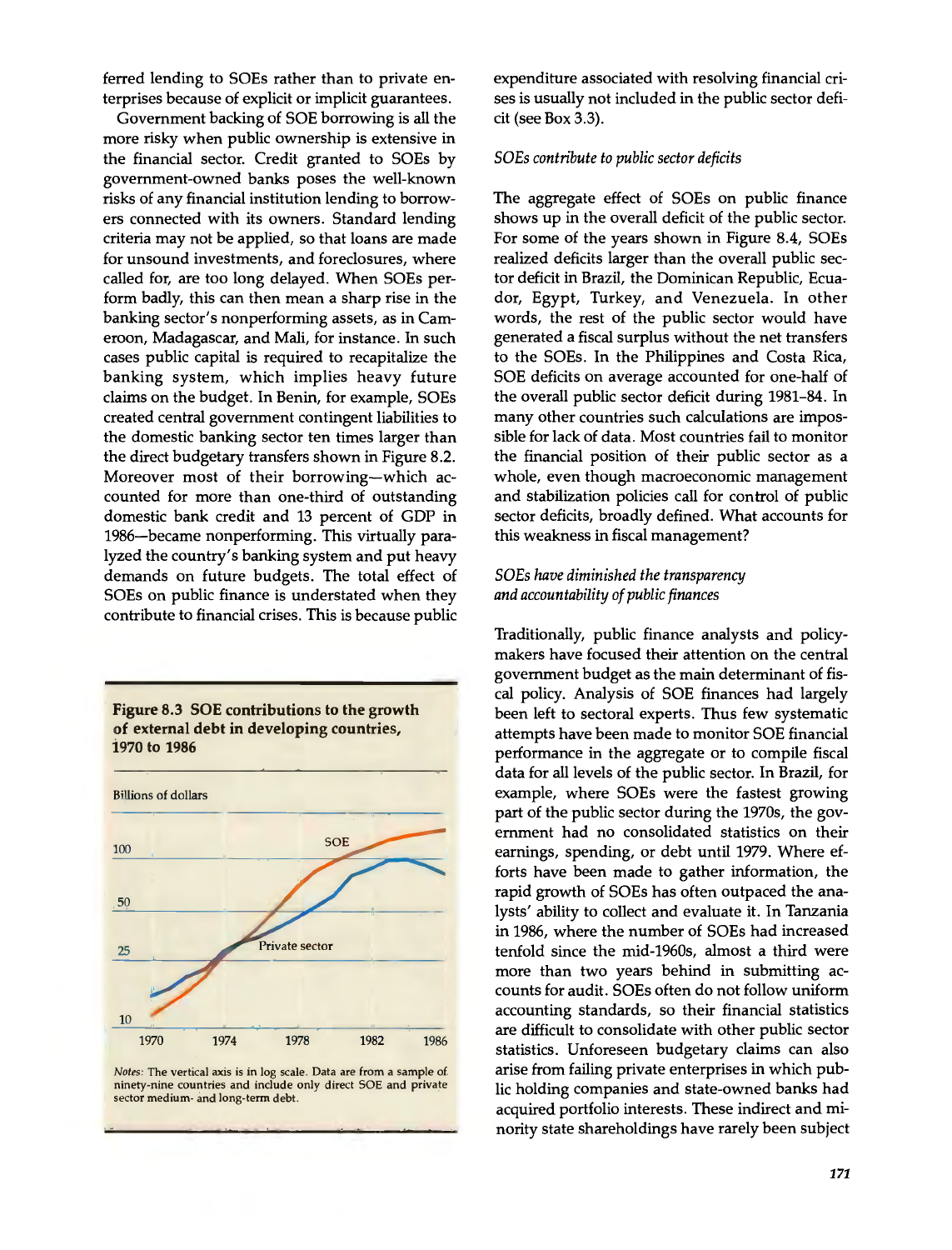ferred lending to SOEs rather than to private enterprises because of explicit or implicit guarantees.

Government backing of SOE borrowing is all the more risky when public ownership is extensive in the financial sector. Credit granted to SOEs by government-owned banks poses the well-known risks of any financial institution lending to borrowers connected with its owners. Standard lending criteria may not be applied, so that loans are made for unsound investments, and foreclosures, where called for, are too long delayed. When SOEs perform badly, this can then mean a sharp rise in the banking sector's nonperforming assets, as in Cameroon, Madagascar, and Mali, for instance. In such cases public capital is required to recapitalize the banking system, which implies heavy future claims on the budget. In Benin, for example, SOEs created central government contingent liabilities to the domestic banking sector ten times larger than the direct budgetary transfers shown in Figure 8.2. Moreover most of their borrowing—which accounted for more than one-third of outstanding domestic bank credit and 13 percent of GDP in 1986—became nonperforming. This virtually paralyzed the country's banking system and put heavy demands on future budgets. The total effect of SOEs on public finance is understated when they contribute to financial crises. This is because public expenditure associated with resolving financial crises is usually not included in the public sector deficit (see Box 3.3).

**Figure 8.3 SOE contributions to the growth of external debt in developing countries, 1970 to 1986**

*Notes:* The vertical axis is in log scale. Data are from a sample of ninety-nine countries and include only direct SOE and private sector medium- and long-term debt.

### *SOEs contribute to public sector deficits*

The aggregate effect of SOEs on public finance shows up in the overall deficit of the public sector. For some of the years shown in Figure 8.4, SOEs realized deficits larger than the overall public sector deficit in Brazil, the Dominican Republic, Ecuador, Egypt, Turkey, and Venezuela. In other words, the rest of the public sector would have generated a fiscal surplus without the net transfers to the SOEs. In the Philippines and Costa Rica, SOE deficits on average accounted for one-half of the overall public sector deficit during 1981–84. In many other countries such calculations are impossible for lack of data. Most countries fail to monitor the financial position of their public sector as a whole, even though macroeconomic management and stabilization policies call for control of public sector deficits, broadly defined. What accounts for this weakness in fiscal management?

### *SOEs have diminished the transparency and accountability of public finances*

Traditionally, public finance analysts and policymakers have focused their attention on the central government budget as the main determinant of fiscal policy. Analysis of SOE finances had largely been left to sectoral experts. Thus few systematic attempts have been made to monitor SOE financial performance in the aggregate or to compile fiscal data for all levels of the public sector. In Brazil, for example, where SOEs were the fastest growing part of the public sector during the 1970s, the government had no consolidated statistics on their earnings, spending, or debt until 1979. Where efforts have been made to gather information, the rapid growth of SOEs has often outpaced the analysts' ability to collect and evaluate it. In Tanzania in 1986, where the number of SOEs had increased tenfold since the mid-1960s, almost a third were more than two years behind in submitting accounts for audit. SOEs often do not follow uniform accounting standards, so their financial statistics are difficult to consolidate with other public sector statistics. Unforeseen budgetary claims can also arise from failing private enterprises in which public holding companies and state-owned banks had acquired portfolio interests. These indirect and minority state shareholdings have rarely been subject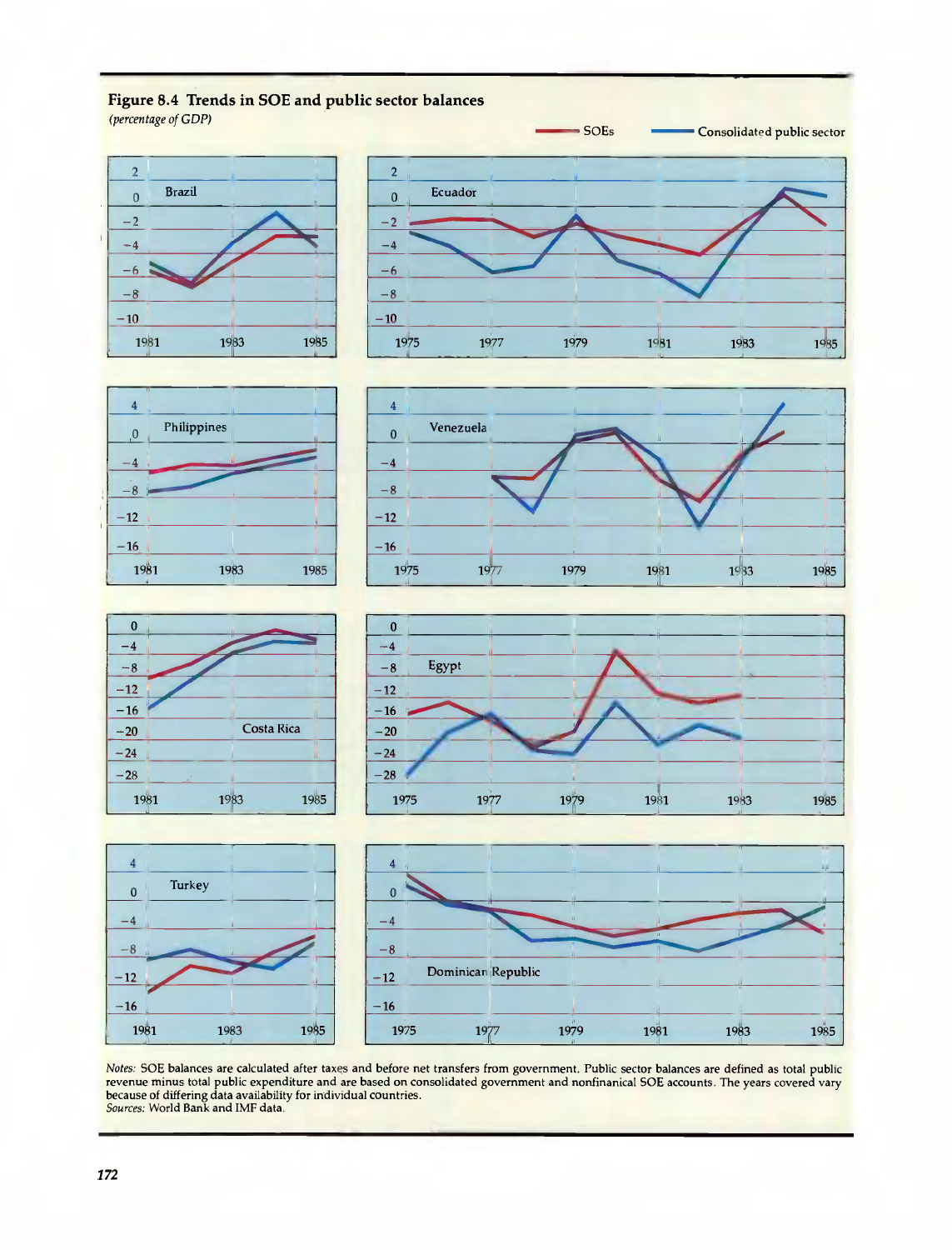**Figure 8.4 Trends in SOE and public sector balances**

*(percentage of GDP)*

*Notes:* SOE balances are calculated after taxes and before net transfers from government. Public sector balances are defined as total public revenue minus total public expenditure and are based on consolidated government and nonfinanical SOE accounts. The years covered vary because of differing data availability for individual countries.
*Sources:* World Bank and IMF data.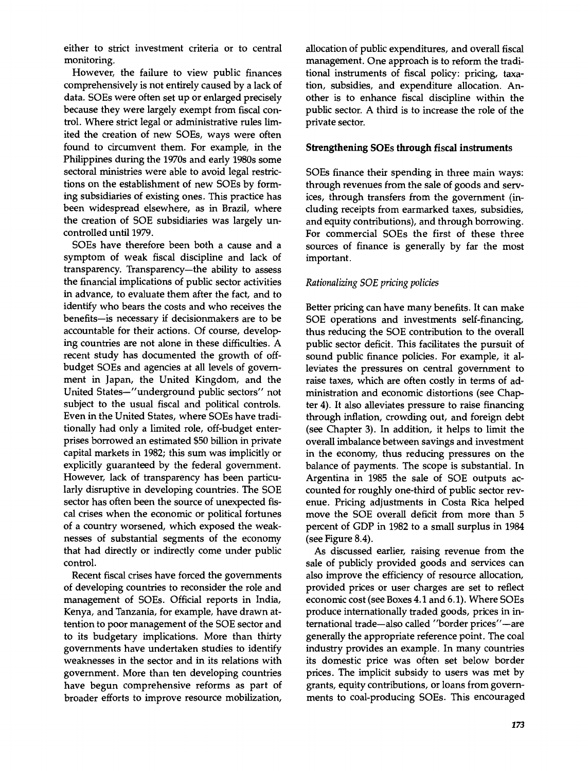either to strict investment criteria or to central monitoring.

However, the failure to view public finances comprehensively is not entirely caused by a lack of data. SOEs were often set up or enlarged precisely because they were largely exempt from fiscal control. Where strict legal or administrative rules limited the creation of new SOEs, ways were often found to circumvent them. For example, in the Philippines during the 1970s and early 1980s some sectoral ministries were able to avoid legal restrictions on the establishment of new SOEs by forming subsidiaries of existing ones. This practice has been widespread elsewhere, as in Brazil, where the creation of SOE subsidiaries was largely uncontrolled until 1979.

SOEs have therefore been both a cause and a symptom of weak fiscal discipline and lack of transparency. Transparency—the ability to assess the financial implications of public sector activities in advance, to evaluate them after the fact, and to identify who bears the costs and who receives the benefits—is necessary if decisionmakers are to be accountable for their actions. Of course, developing countries are not alone in these difficulties. A recent study has documented the growth of off-budget SOEs and agencies at all levels of government in Japan, the United Kingdom, and the United States—"underground public sectors" not subject to the usual fiscal and political controls. Even in the United States, where SOEs have traditionally had only a limited role, off-budget enterprises borrowed an estimated $50 billion in private capital markets in 1982; this sum was implicitly or explicitly guaranteed by the federal government. However, lack of transparency has been particularly disruptive in developing countries. The SOE sector has often been the source of unexpected fiscal crises when the economic or political fortunes of a country worsened, which exposed the weaknesses of substantial segments of the economy that had directly or indirectly come under public control.

Recent fiscal crises have forced the governments of developing countries to reconsider the role and management of SOEs. Official reports in India, Kenya, and Tanzania, for example, have drawn attention to poor management of the SOE sector and to its budgetary implications. More than thirty governments have undertaken studies to identify weaknesses in the sector and in its relations with government. More than ten developing countries have begun comprehensive reforms as part of broader efforts to improve resource mobilization, allocation of public expenditures, and overall fiscal management. One approach is to reform the traditional instruments of fiscal policy: pricing, taxation, subsidies, and expenditure allocation. Another is to enhance fiscal discipline within the public sector. A third is to increase the role of the private sector.

### Strengthening SOEs through fiscal instruments

SOEs finance their spending in three main ways: through revenues from the sale of goods and services, through transfers from the government (including receipts from earmarked taxes, subsidies, and equity contributions), and through borrowing. For commercial SOEs the first of these three sources of finance is generally by far the most important.

#### *Rationalizing SOE pricing policies*

Better pricing can have many benefits. It can make SOE operations and investments self-financing, thus reducing the SOE contribution to the overall public sector deficit. This facilitates the pursuit of sound public finance policies. For example, it alleviates the pressures on central government to raise taxes, which are often costly in terms of administration and economic distortions (see Chapter 4). It also alleviates pressure to raise financing through inflation, crowding out, and foreign debt (see Chapter 3). In addition, it helps to limit the overall imbalance between savings and investment in the economy, thus reducing pressures on the balance of payments. The scope is substantial. In Argentina in 1985 the sale of SOE outputs accounted for roughly one-third of public sector revenue. Pricing adjustments in Costa Rica helped move the SOE overall deficit from more than 5 percent of GDP in 1982 to a small surplus in 1984 (see Figure 8.4).

As discussed earlier, raising revenue from the sale of publicly provided goods and services can also improve the efficiency of resource allocation, provided prices or user charges are set to reflect economic cost (see Boxes 4.1 and 6.1). Where SOEs produce internationally traded goods, prices in international trade—also called "border prices"—are generally the appropriate reference point. The coal industry provides an example. In many countries its domestic price was often set below border prices. The implicit subsidy to users was met by grants, equity contributions, or loans from governments to coal-producing SOEs. This encouraged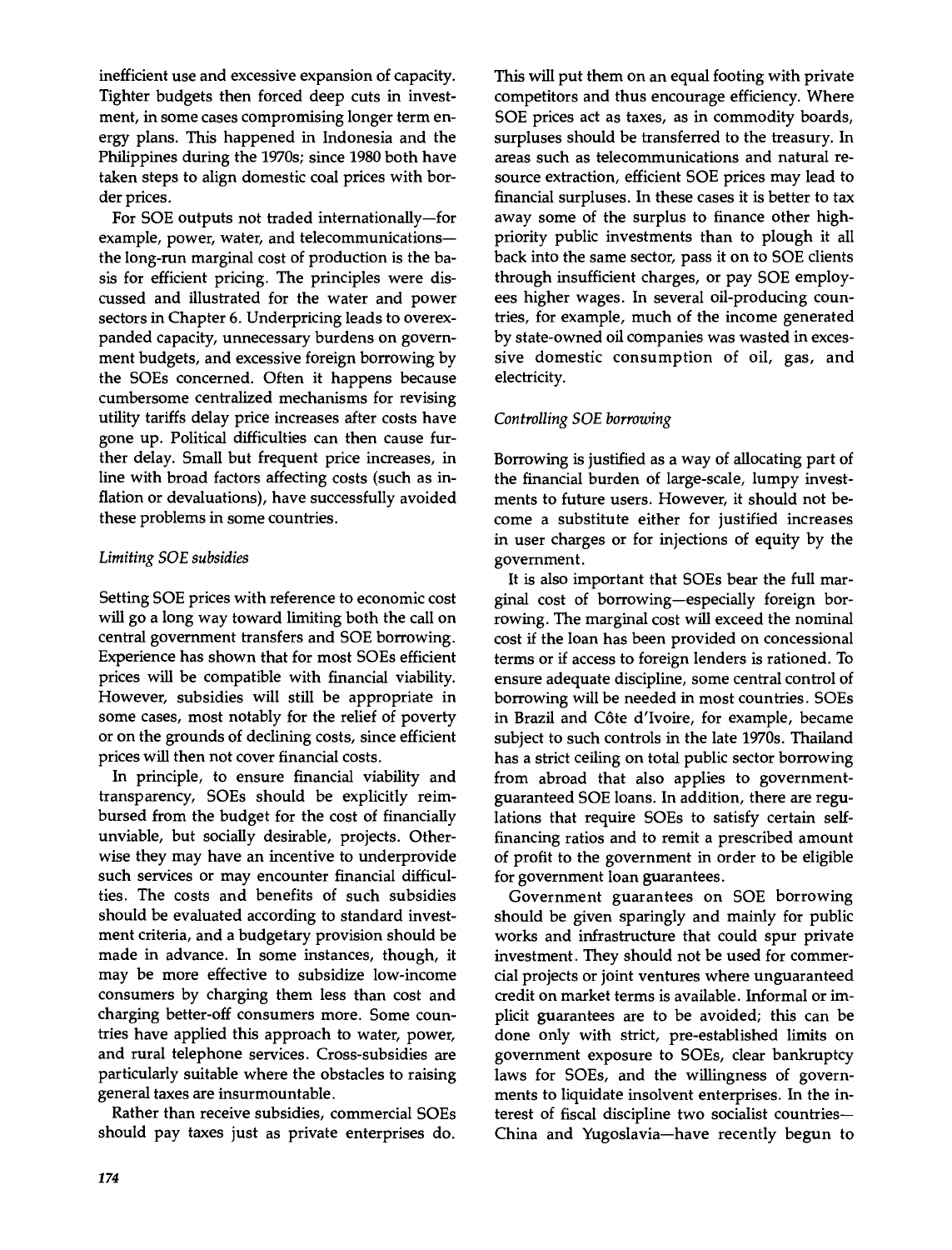inefficient use and excessive expansion of capacity. Tighter budgets then forced deep cuts in investment, in some cases compromising longer term energy plans. This happened in Indonesia and the Philippines during the 1970s; since 1980 both have taken steps to align domestic coal prices with border prices.

For SOE outputs not traded internationally—for example, power, water, and telecommunications—the long-run marginal cost of production is the basis for efficient pricing. The principles were discussed and illustrated for the water and power sectors in Chapter 6. Underpricing leads to overexpanded capacity, unnecessary burdens on government budgets, and excessive foreign borrowing by the SOEs concerned. Often it happens because cumbersome centralized mechanisms for revising utility tariffs delay price increases after costs have gone up. Political difficulties can then cause further delay. Small but frequent price increases, in line with broad factors affecting costs (such as inflation or devaluations), have successfully avoided these problems in some countries.

*Limiting SOE subsidies*

Setting SOE prices with reference to economic cost will go a long way toward limiting both the call on central government transfers and SOE borrowing. Experience has shown that for most SOEs efficient prices will be compatible with financial viability. However, subsidies will still be appropriate in some cases, most notably for the relief of poverty or on the grounds of declining costs, since efficient prices will then not cover financial costs.

In principle, to ensure financial viability and transparency, SOEs should be explicitly reimbursed from the budget for the cost of financially unviable, but socially desirable, projects. Otherwise they may have an incentive to underprovide such services or may encounter financial difficulties. The costs and benefits of such subsidies should be evaluated according to standard investment criteria, and a budgetary provision should be made in advance. In some instances, though, it may be more effective to subsidize low-income consumers by charging them less than cost and charging better-off consumers more. Some countries have applied this approach to water, power, and rural telephone services. Cross-subsidies are particularly suitable where the obstacles to raising general taxes are insurmountable.

Rather than receive subsidies, commercial SOEs should pay taxes just as private enterprises do. This will put them on an equal footing with private competitors and thus encourage efficiency. Where SOE prices act as taxes, as in commodity boards, surpluses should be transferred to the treasury. In areas such as telecommunications and natural resource extraction, efficient SOE prices may lead to financial surpluses. In these cases it is better to tax away some of the surplus to finance other high-priority public investments than to plough it all back into the same sector, pass it on to SOE clients through insufficient charges, or pay SOE employees higher wages. In several oil-producing countries, for example, much of the income generated by state-owned oil companies was wasted in excessive domestic consumption of oil, gas, and electricity.

*Controlling SOE borrowing*

Borrowing is justified as a way of allocating part of the financial burden of large-scale, lumpy investments to future users. However, it should not become a substitute either for justified increases in user charges or for injections of equity by the government.

It is also important that SOEs bear the full marginal cost of borrowing—especially foreign borrowing. The marginal cost will exceed the nominal cost if the loan has been provided on concessional terms or if access to foreign lenders is rationed. To ensure adequate discipline, some central control of borrowing will be needed in most countries. SOEs in Brazil and Côte d'Ivoire, for example, became subject to such controls in the late 1970s. Thailand has a strict ceiling on total public sector borrowing from abroad that also applies to government-guaranteed SOE loans. In addition, there are regulations that require SOEs to satisfy certain self-financing ratios and to remit a prescribed amount of profit to the government in order to be eligible for government loan guarantees.

Government guarantees on SOE borrowing should be given sparingly and mainly for public works and infrastructure that could spur private investment. They should not be used for commercial projects or joint ventures where unguaranteed credit on market terms is available. Informal or implicit guarantees are to be avoided; this can be done only with strict, pre-established limits on government exposure to SOEs, clear bankruptcy laws for SOEs, and the willingness of governments to liquidate insolvent enterprises. In the interest of fiscal discipline two socialist countries—China and Yugoslavia—have recently begun to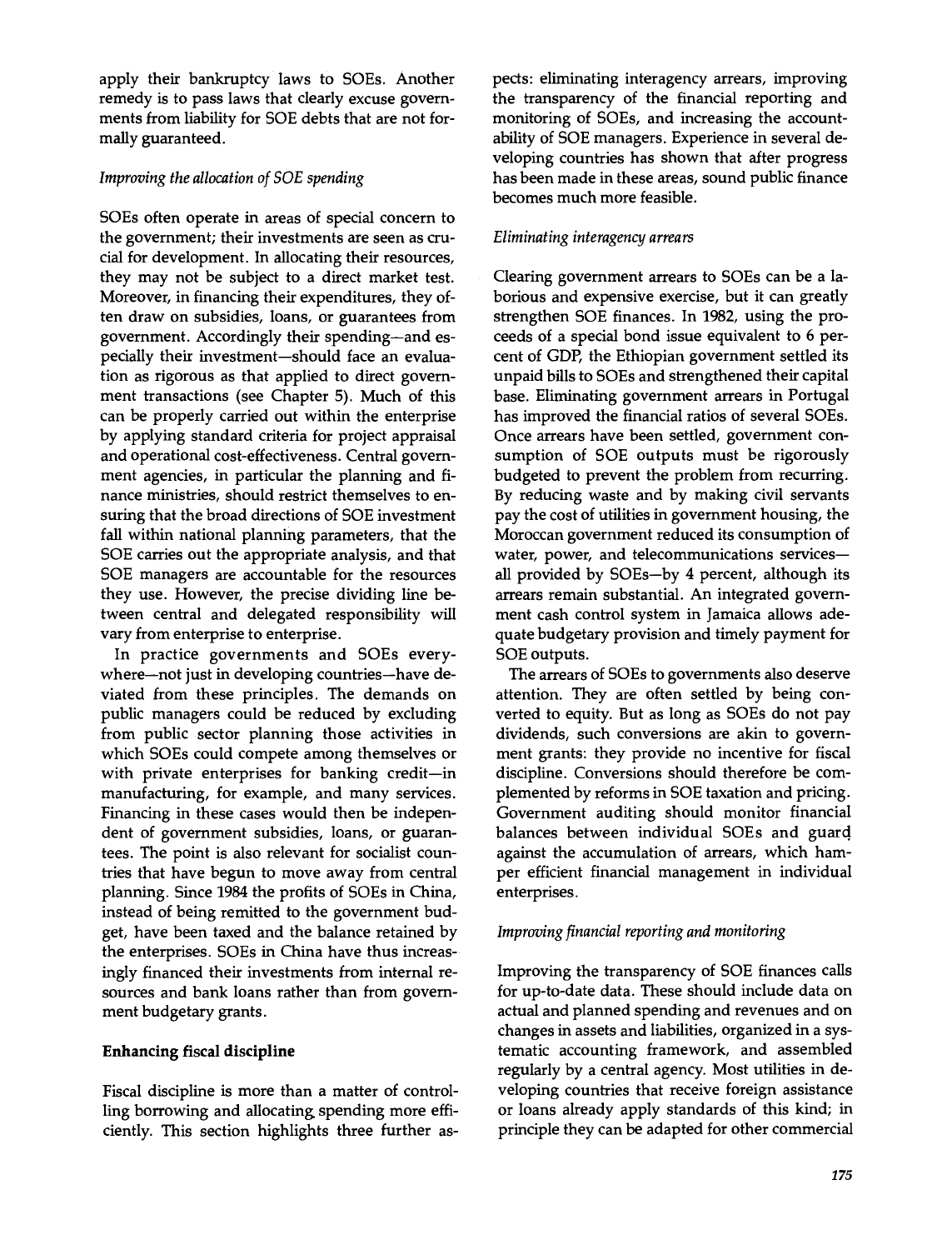apply their bankruptcy laws to SOEs. Another remedy is to pass laws that clearly excuse governments from liability for SOE debts that are not formally guaranteed.

*Improving the allocation of SOE spending*

SOEs often operate in areas of special concern to the government; their investments are seen as crucial for development. In allocating their resources, they may not be subject to a direct market test. Moreover, in financing their expenditures, they often draw on subsidies, loans, or guarantees from government. Accordingly their spending—and especially their investment—should face an evaluation as rigorous as that applied to direct government transactions (see Chapter 5). Much of this can be properly carried out within the enterprise by applying standard criteria for project appraisal and operational cost-effectiveness. Central government agencies, in particular the planning and finance ministries, should restrict themselves to ensuring that the broad directions of SOE investment fall within national planning parameters, that the SOE carries out the appropriate analysis, and that SOE managers are accountable for the resources they use. However, the precise dividing line between central and delegated responsibility will vary from enterprise to enterprise.

In practice governments and SOEs everywhere—not just in developing countries—have deviated from these principles. The demands on public managers could be reduced by excluding from public sector planning those activities in which SOEs could compete among themselves or with private enterprises for banking credit—in manufacturing, for example, and many services. Financing in these cases would then be independent of government subsidies, loans, or guarantees. The point is also relevant for socialist countries that have begun to move away from central planning. Since 1984 the profits of SOEs in China, instead of being remitted to the government budget, have been taxed and the balance retained by the enterprises. SOEs in China have thus increasingly financed their investments from internal resources and bank loans rather than from government budgetary grants.

**Enhancing fiscal discipline**

Fiscal discipline is more than a matter of controlling borrowing and allocating spending more efficiently. This section highlights three further aspects: eliminating interagency arrears, improving the transparency of the financial reporting and monitoring of SOEs, and increasing the accountability of SOE managers. Experience in several developing countries has shown that after progress has been made in these areas, sound public finance becomes much more feasible.

*Eliminating interagency arrears*

Clearing government arrears to SOEs can be a laborious and expensive exercise, but it can greatly strengthen SOE finances. In 1982, using the proceeds of a special bond issue equivalent to 6 percent of GDP, the Ethiopian government settled its unpaid bills to SOEs and strengthened their capital base. Eliminating government arrears in Portugal has improved the financial ratios of several SOEs. Once arrears have been settled, government consumption of SOE outputs must be rigorously budgeted to prevent the problem from recurring. By reducing waste and by making civil servants pay the cost of utilities in government housing, the Moroccan government reduced its consumption of water, power, and telecommunications services—all provided by SOEs—by 4 percent, although its arrears remain substantial. An integrated government cash control system in Jamaica allows adequate budgetary provision and timely payment for SOE outputs.

The arrears of SOEs to governments also deserve attention. They are often settled by being converted to equity. But as long as SOEs do not pay dividends, such conversions are akin to government grants: they provide no incentive for fiscal discipline. Conversions should therefore be complemented by reforms in SOE taxation and pricing. Government auditing should monitor financial balances between individual SOEs and guard against the accumulation of arrears, which hamper efficient financial management in individual enterprises.

*Improving financial reporting and monitoring*

Improving the transparency of SOE finances calls for up-to-date data. These should include data on actual and planned spending and revenues and on changes in assets and liabilities, organized in a systematic accounting framework, and assembled regularly by a central agency. Most utilities in developing countries that receive foreign assistance or loans already apply standards of this kind; in principle they can be adapted for other commercial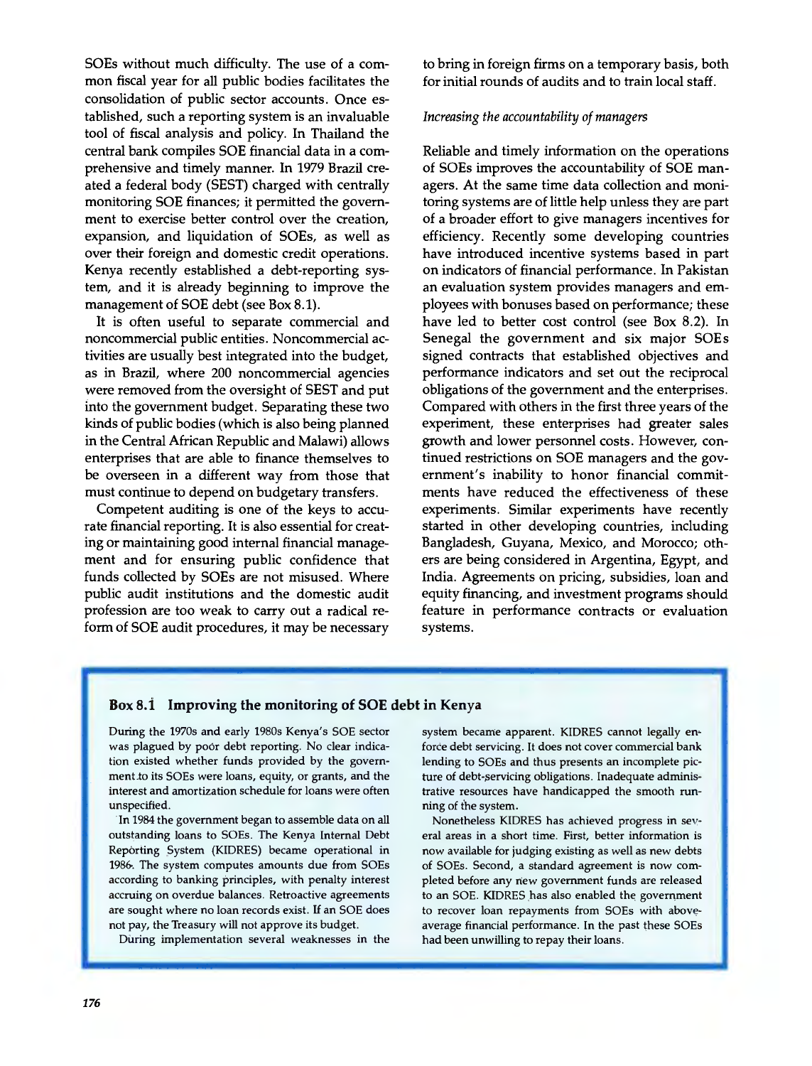SOEs without much difficulty. The use of a common fiscal year for all public bodies facilitates the consolidation of public sector accounts. Once established, such a reporting system is an invaluable tool of fiscal analysis and policy. In Thailand the central bank compiles SOE financial data in a comprehensive and timely manner. In 1979 Brazil created a federal body (SEST) charged with centrally monitoring SOE finances; it permitted the government to exercise better control over the creation, expansion, and liquidation of SOEs, as well as over their foreign and domestic credit operations. Kenya recently established a debt-reporting system, and it is already beginning to improve the management of SOE debt (see Box 8.1).

It is often useful to separate commercial and noncommercial public entities. Noncommercial activities are usually best integrated into the budget, as in Brazil, where 200 noncommercial agencies were removed from the oversight of SEST and put into the government budget. Separating these two kinds of public bodies (which is also being planned in the Central African Republic and Malawi) allows enterprises that are able to finance themselves to be overseen in a different way from those that must continue to depend on budgetary transfers.

Competent auditing is one of the keys to accurate financial reporting. It is also essential for creating or maintaining good internal financial management and for ensuring public confidence that funds collected by SOEs are not misused. Where public audit institutions and the domestic audit profession are too weak to carry out a radical reform of SOE audit procedures, it may be necessary to bring in foreign firms on a temporary basis, both for initial rounds of audits and to train local staff.

*Increasing the accountability of managers*

Reliable and timely information on the operations of SOEs improves the accountability of SOE managers. At the same time data collection and monitoring systems are of little help unless they are part of a broader effort to give managers incentives for efficiency. Recently some developing countries have introduced incentive systems based in part on indicators of financial performance. In Pakistan an evaluation system provides managers and employees with bonuses based on performance; these have led to better cost control (see Box 8.2). In Senegal the government and six major SOEs signed contracts that established objectives and performance indicators and set out the reciprocal obligations of the government and the enterprises. Compared with others in the first three years of the experiment, these enterprises had greater sales growth and lower personnel costs. However, continued restrictions on SOE managers and the government's inability to honor financial commitments have reduced the effectiveness of these experiments. Similar experiments have recently started in other developing countries, including Bangladesh, Guyana, Mexico, and Morocco; others are being considered in Argentina, Egypt, and India. Agreements on pricing, subsidies, loan and equity financing, and investment programs should feature in performance contracts or evaluation systems.

### Box 8.1 Improving the monitoring of SOE debt in Kenya

During the 1970s and early 1980s Kenya's SOE sector was plagued by poor debt reporting. No clear indication existed whether funds provided by the government to its SOEs were loans, equity, or grants, and the interest and amortization schedule for loans were often unspecified.

In 1984 the government began to assemble data on all outstanding loans to SOEs. The Kenya Internal Debt Reporting System (KIDRES) became operational in 1986. The system computes amounts due from SOEs according to banking principles, with penalty interest accruing on overdue balances. Retroactive agreements are sought where no loan records exist. If an SOE does not pay, the Treasury will not approve its budget.

During implementation several weaknesses in the system became apparent. KIDRES cannot legally enforce debt servicing. It does not cover commercial bank lending to SOEs and thus presents an incomplete picture of debt-servicing obligations. Inadequate administrative resources have handicapped the smooth running of the system.

Nonetheless KIDRES has achieved progress in several areas in a short time. First, better information is now available for judging existing as well as new debts of SOEs. Second, a standard agreement is now completed before any new government funds are released to an SOE. KIDRES has also enabled the government to recover loan repayments from SOEs with above-average financial performance. In the past these SOEs had been unwilling to repay their loans.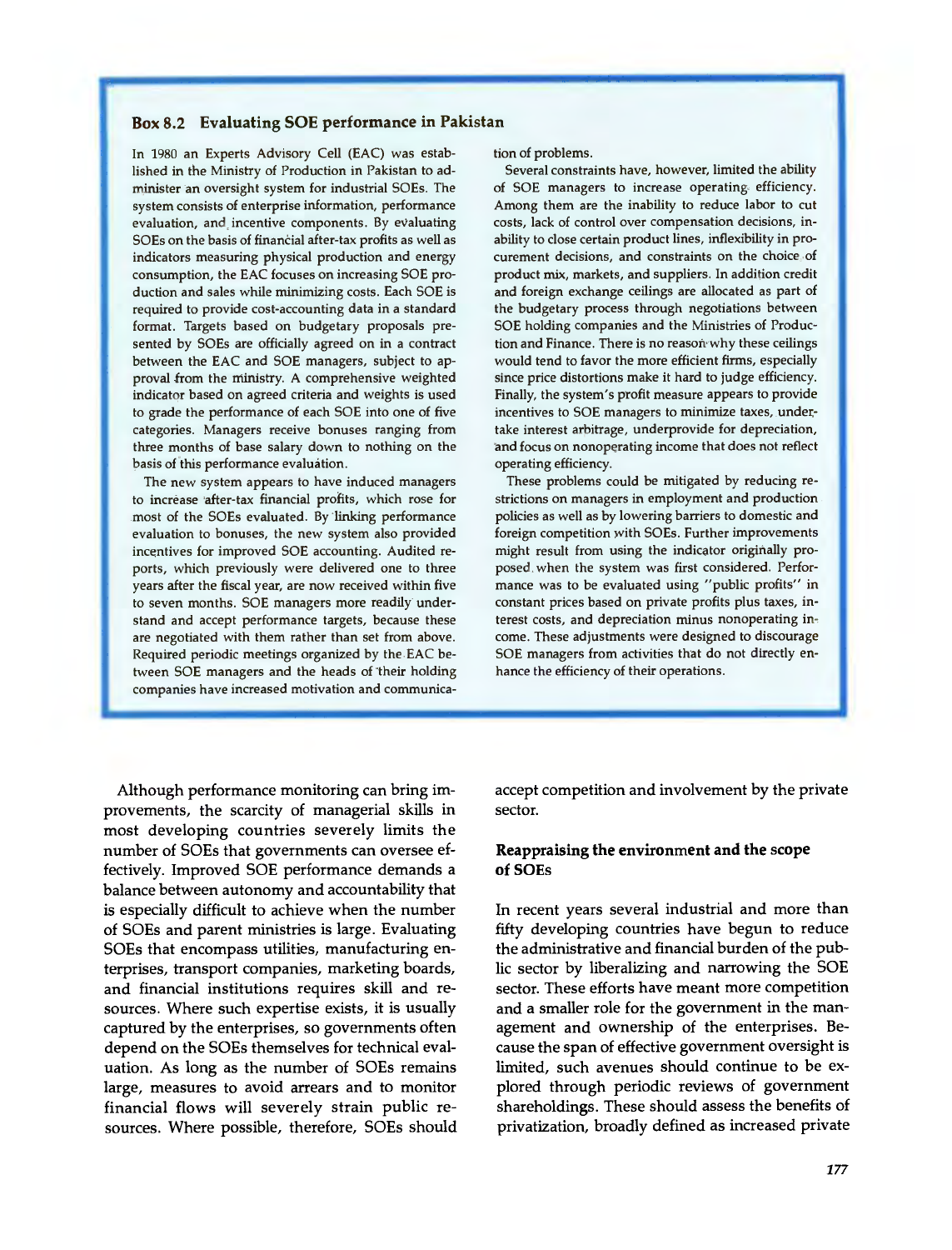### Box 8.2 Evaluating SOE performance in Pakistan

In 1980 an Experts Advisory Cell (EAC) was established in the Ministry of Production in Pakistan to administer an oversight system for industrial SOEs. The system consists of enterprise information, performance evaluation, and incentive components. By evaluating SOEs on the basis of financial after-tax profits as well as indicators measuring physical production and energy consumption, the EAC focuses on increasing SOE production and sales while minimizing costs. Each SOE is required to provide cost-accounting data in a standard format. Targets based on budgetary proposals presented by SOEs are officially agreed on in a contract between the EAC and SOE managers, subject to approval from the ministry. A comprehensive weighted indicator based on agreed criteria and weights is used to grade the performance of each SOE into one of five categories. Managers receive bonuses ranging from three months of base salary down to nothing on the basis of this performance evaluation.

The new system appears to have induced managers to increase after-tax financial profits, which rose for most of the SOEs evaluated. By linking performance evaluation to bonuses, the new system also provided incentives for improved SOE accounting. Audited reports, which previously were delivered one to three years after the fiscal year, are now received within five to seven months. SOE managers more readily understand and accept performance targets, because these are negotiated with them rather than set from above. Required periodic meetings organized by the EAC between SOE managers and the heads of their holding companies have increased motivation and communication of problems.

Several constraints have, however, limited the ability of SOE managers to increase operating efficiency. Among them are the inability to reduce labor to cut costs, lack of control over compensation decisions, inability to close certain product lines, inflexibility in procurement decisions, and constraints on the choice of product mix, markets, and suppliers. In addition credit and foreign exchange ceilings are allocated as part of the budgetary process through negotiations between SOE holding companies and the Ministries of Production and Finance. There is no reason why these ceilings would tend to favor the more efficient firms, especially since price distortions make it hard to judge efficiency. Finally, the system's profit measure appears to provide incentives to SOE managers to minimize taxes, undertake interest arbitrage, underprovide for depreciation, and focus on nonoperating income that does not reflect operating efficiency.

These problems could be mitigated by reducing restrictions on managers in employment and production policies as well as by lowering barriers to domestic and foreign competition with SOEs. Further improvements might result from using the indicator originally proposed when the system was first considered. Performance was to be evaluated using "public profits" in constant prices based on private profits plus taxes, interest costs, and depreciation minus nonoperating income. These adjustments were designed to discourage SOE managers from activities that do not directly enhance the efficiency of their operations.

Although performance monitoring can bring improvements, the scarcity of managerial skills in most developing countries severely limits the number of SOEs that governments can oversee effectively. Improved SOE performance demands a balance between autonomy and accountability that is especially difficult to achieve when the number of SOEs and parent ministries is large. Evaluating SOEs that encompass utilities, manufacturing enterprises, transport companies, marketing boards, and financial institutions requires skill and resources. Where such expertise exists, it is usually captured by the enterprises, so governments often depend on the SOEs themselves for technical evaluation. As long as the number of SOEs remains large, measures to avoid arrears and to monitor financial flows will severely strain public resources. Where possible, therefore, SOEs should accept competition and involvement by the private sector.

### Reappraising the environment and the scope of SOEs

In recent years several industrial and more than fifty developing countries have begun to reduce the administrative and financial burden of the public sector by liberalizing and narrowing the SOE sector. These efforts have meant more competition and a smaller role for the government in the management and ownership of the enterprises. Because the span of effective government oversight is limited, such avenues should continue to be explored through periodic reviews of government shareholdings. These should assess the benefits of privatization, broadly defined as increased private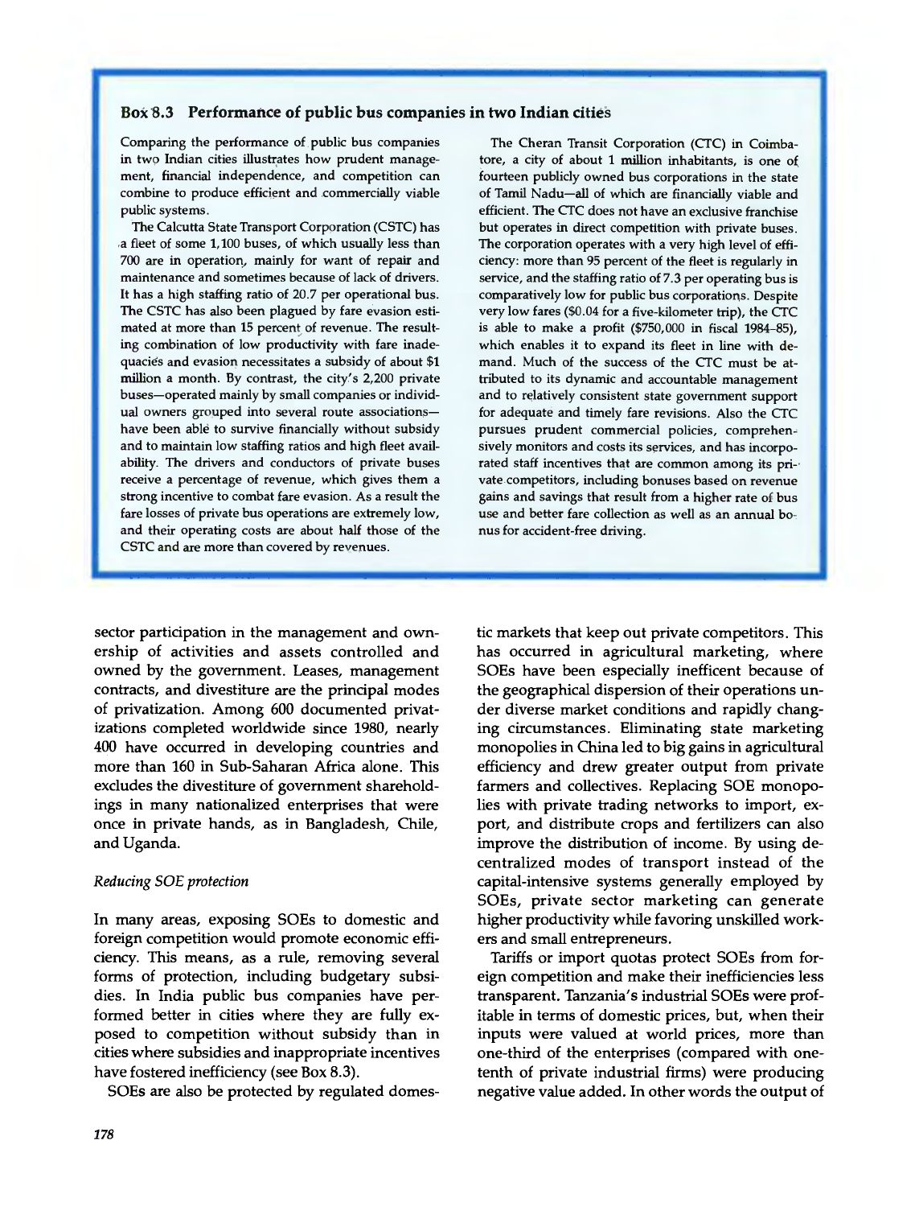### Box 8.3 Performance of public bus companies in two Indian cities

Comparing the performance of public bus companies in two Indian cities illustrates how prudent management, financial independence, and competition can combine to produce efficient and commercially viable public systems.

The Calcutta State Transport Corporation (CSTC) has a fleet of some 1,100 buses, of which usually less than 700 are in operation, mainly for want of repair and maintenance and sometimes because of lack of drivers. It has a high staffing ratio of 20.7 per operational bus. The CSTC has also been plagued by fare evasion estimated at more than 15 percent of revenue. The resulting combination of low productivity with fare inadequacies and evasion necessitates a subsidy of about $1 million a month. By contrast, the city's 2,200 private buses—operated mainly by small companies or individual owners grouped into several route associations—have been able to survive financially without subsidy and to maintain low staffing ratios and high fleet availability. The drivers and conductors of private buses receive a percentage of revenue, which gives them a strong incentive to combat fare evasion. As a result the fare losses of private bus operations are extremely low, and their operating costs are about half those of the CSTC and are more than covered by revenues.

The Cheran Transit Corporation (CTC) in Coimbatore, a city of about 1 million inhabitants, is one of fourteen publicly owned bus corporations in the state of Tamil Nadu—all of which are financially viable and efficient. The CTC does not have an exclusive franchise but operates in direct competition with private buses. The corporation operates with a very high level of efficiency: more than 95 percent of the fleet is regularly in service, and the staffing ratio of 7.3 per operating bus is comparatively low for public bus corporations. Despite very low fares ($0.04 for a five-kilometer trip), the CTC is able to make a profit ($750,000 in fiscal 1984–85), which enables it to expand its fleet in line with demand. Much of the success of the CTC must be attributed to its dynamic and accountable management and to relatively consistent state government support for adequate and timely fare revisions. Also the CTC pursues prudent commercial policies, comprehensively monitors and costs its services, and has incorporated staff incentives that are common among its private competitors, including bonuses based on revenue gains and savings that result from a higher rate of bus use and better fare collection as well as an annual bonus for accident-free driving.

sector participation in the management and ownership of activities and assets controlled and owned by the government. Leases, management contracts, and divestiture are the principal modes of privatization. Among 600 documented privatizations completed worldwide since 1980, nearly 400 have occurred in developing countries and more than 160 in Sub-Saharan Africa alone. This excludes the divestiture of government shareholdings in many nationalized enterprises that were once in private hands, as in Bangladesh, Chile, and Uganda.

*Reducing SOE protection*

In many areas, exposing SOEs to domestic and foreign competition would promote economic efficiency. This means, as a rule, removing several forms of protection, including budgetary subsidies. In India public bus companies have performed better in cities where they are fully exposed to competition without subsidy than in cities where subsidies and inappropriate incentives have fostered inefficiency (see Box 8.3).

SOEs are also be protected by regulated domestic markets that keep out private competitors. This has occurred in agricultural marketing, where SOEs have been especially inefficent because of the geographical dispersion of their operations under diverse market conditions and rapidly changing circumstances. Eliminating state marketing monopolies in China led to big gains in agricultural efficiency and drew greater output from private farmers and collectives. Replacing SOE monopolies with private trading networks to import, export, and distribute crops and fertilizers can also improve the distribution of income. By using decentralized modes of transport instead of the capital-intensive systems generally employed by SOEs, private sector marketing can generate higher productivity while favoring unskilled workers and small entrepreneurs.

Tariffs or import quotas protect SOEs from foreign competition and make their inefficiencies less transparent. Tanzania's industrial SOEs were profitable in terms of domestic prices, but, when their inputs were valued at world prices, more than one-third of the enterprises (compared with one-tenth of private industrial firms) were producing negative value added. In other words the output of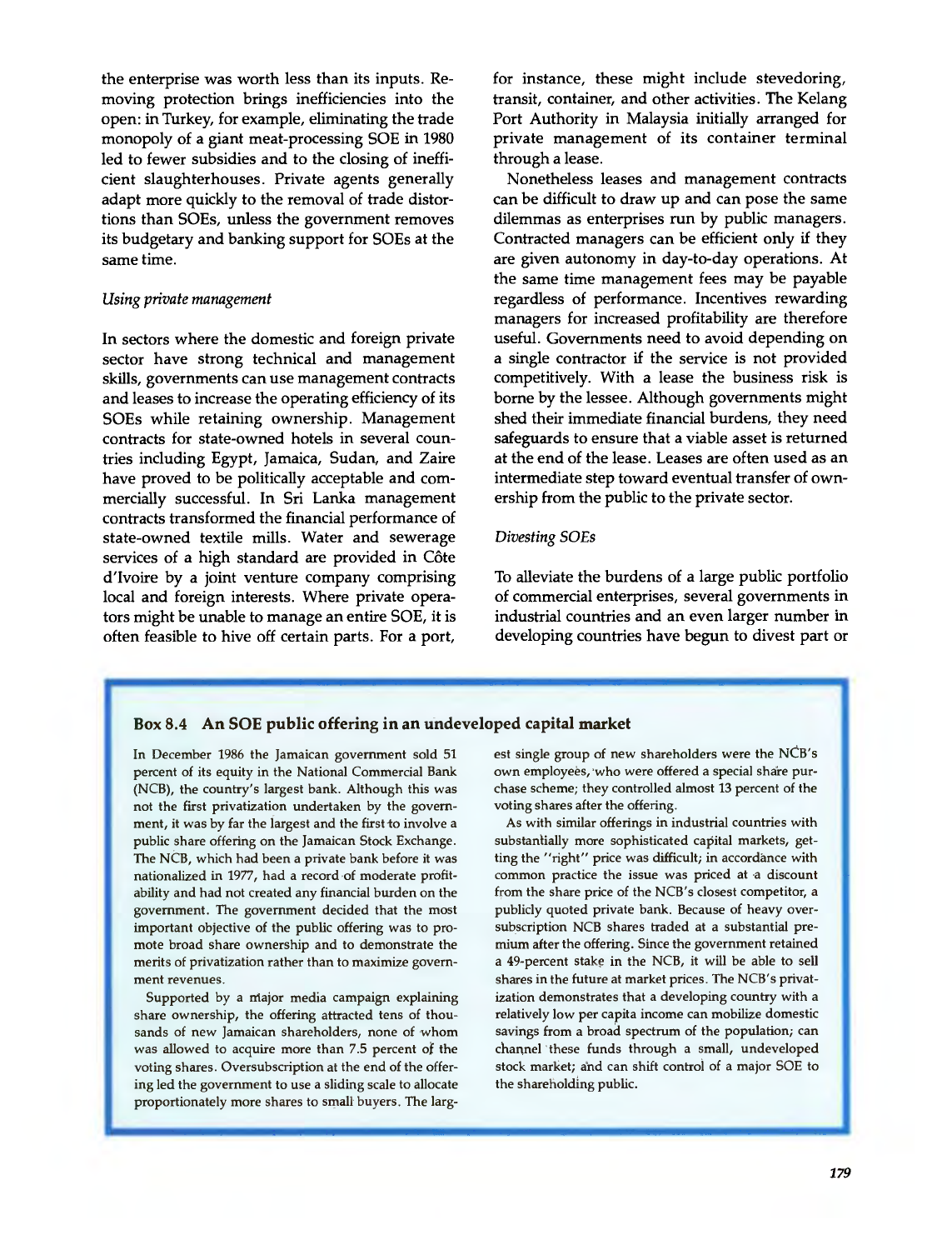the enterprise was worth less than its inputs. Removing protection brings inefficiencies into the open: in Turkey, for example, eliminating the trade monopoly of a giant meat-processing SOE in 1980 led to fewer subsidies and to the closing of inefficient slaughterhouses. Private agents generally adapt more quickly to the removal of trade distortions than SOEs, unless the government removes its budgetary and banking support for SOEs at the same time.

*Using private management*

In sectors where the domestic and foreign private sector have strong technical and management skills, governments can use management contracts and leases to increase the operating efficiency of its SOEs while retaining ownership. Management contracts for state-owned hotels in several countries including Egypt, Jamaica, Sudan, and Zaire have proved to be politically acceptable and commercially successful. In Sri Lanka management contracts transformed the financial performance of state-owned textile mills. Water and sewerage services of a high standard are provided in Côte d'Ivoire by a joint venture company comprising local and foreign interests. Where private operators might be unable to manage an entire SOE, it is often feasible to hive off certain parts. For a port, for instance, these might include stevedoring, transit, container, and other activities. The Kelang Port Authority in Malaysia initially arranged for private management of its container terminal through a lease.

Nonetheless leases and management contracts can be difficult to draw up and can pose the same dilemmas as enterprises run by public managers. Contracted managers can be efficient only if they are given autonomy in day-to-day operations. At the same time management fees may be payable regardless of performance. Incentives rewarding managers for increased profitability are therefore useful. Governments need to avoid depending on a single contractor if the service is not provided competitively. With a lease the business risk is borne by the lessee. Although governments might shed their immediate financial burdens, they need safeguards to ensure that a viable asset is returned at the end of the lease. Leases are often used as an intermediate step toward eventual transfer of ownership from the public to the private sector.

*Divesting SOEs*

To alleviate the burdens of a large public portfolio of commercial enterprises, several governments in industrial countries and an even larger number in developing countries have begun to divest part or

### Box 8.4 An SOE public offering in an undeveloped capital market

In December 1986 the Jamaican government sold 51 percent of its equity in the National Commercial Bank (NCB), the country's largest bank. Although this was not the first privatization undertaken by the government, it was by far the largest and the first to involve a public share offering on the Jamaican Stock Exchange. The NCB, which had been a private bank before it was nationalized in 1977, had a record of moderate profitability and had not created any financial burden on the government. The government decided that the most important objective of the public offering was to promote broad share ownership and to demonstrate the merits of privatization rather than to maximize government revenues.

Supported by a major media campaign explaining share ownership, the offering attracted tens of thousands of new Jamaican shareholders, none of whom was allowed to acquire more than 7.5 percent of the voting shares. Oversubscription at the end of the offering led the government to use a sliding scale to allocate proportionately more shares to small buyers. The largest single group of new shareholders were the NCB's own employees, who were offered a special share purchase scheme; they controlled almost 13 percent of the voting shares after the offering.

As with similar offerings in industrial countries with substantially more sophisticated capital markets, getting the "right" price was difficult; in accordance with common practice the issue was priced at a discount from the share price of the NCB's closest competitor, a publicly quoted private bank. Because of heavy oversubscription NCB shares traded at a substantial premium after the offering. Since the government retained a 49-percent stake in the NCB, it will be able to sell shares in the future at market prices. The NCB's privatization demonstrates that a developing country with a relatively low per capita income can mobilize domestic savings from a broad spectrum of the population; can channel these funds through a small, undeveloped stock market; and can shift control of a major SOE to the shareholding public.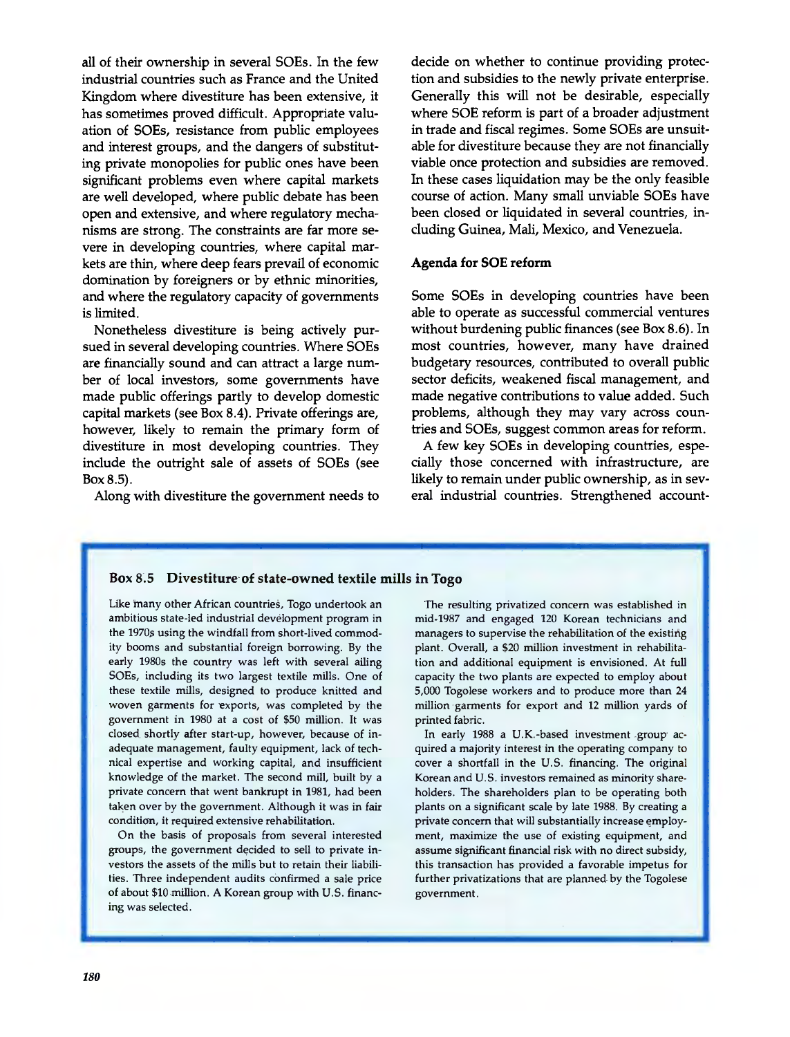all of their ownership in several SOEs. In the few industrial countries such as France and the United Kingdom where divestiture has been extensive, it has sometimes proved difficult. Appropriate valuation of SOEs, resistance from public employees and interest groups, and the dangers of substituting private monopolies for public ones have been significant problems even where capital markets are well developed, where public debate has been open and extensive, and where regulatory mechanisms are strong. The constraints are far more severe in developing countries, where capital markets are thin, where deep fears prevail of economic domination by foreigners or by ethnic minorities, and where the regulatory capacity of governments is limited.

Nonetheless divestiture is being actively pursued in several developing countries. Where SOEs are financially sound and can attract a large number of local investors, some governments have made public offerings partly to develop domestic capital markets (see Box 8.4). Private offerings are, however, likely to remain the primary form of divestiture in most developing countries. They include the outright sale of assets of SOEs (see Box 8.5).

Along with divestiture the government needs to decide on whether to continue providing protection and subsidies to the newly private enterprise. Generally this will not be desirable, especially where SOE reform is part of a broader adjustment in trade and fiscal regimes. Some SOEs are unsuitable for divestiture because they are not financially viable once protection and subsidies are removed. In these cases liquidation may be the only feasible course of action. Many small unviable SOEs have been closed or liquidated in several countries, including Guinea, Mali, Mexico, and Venezuela.

### Agenda for SOE reform

Some SOEs in developing countries have been able to operate as successful commercial ventures without burdening public finances (see Box 8.6). In most countries, however, many have drained budgetary resources, contributed to overall public sector deficits, weakened fiscal management, and made negative contributions to value added. Such problems, although they may vary across countries and SOEs, suggest common areas for reform.

A few key SOEs in developing countries, especially those concerned with infrastructure, are likely to remain under public ownership, as in several industrial countries. Strengthened account-

### Box 8.5 Divestiture of state-owned textile mills in Togo

Like many other African countries, Togo undertook an ambitious state-led industrial development program in the 1970s using the windfall from short-lived commodity booms and substantial foreign borrowing. By the early 1980s the country was left with several ailing SOEs, including its two largest textile mills. One of these textile mills, designed to produce knitted and woven garments for exports, was completed by the government in 1980 at a cost of $50 million. It was closed shortly after start-up, however, because of inadequate management, faulty equipment, lack of technical expertise and working capital, and insufficient knowledge of the market. The second mill, built by a private concern that went bankrupt in 1981, had been taken over by the government. Although it was in fair condition, it required extensive rehabilitation.

On the basis of proposals from several interested groups, the government decided to sell to private investors the assets of the mills but to retain their liabilities. Three independent audits confirmed a sale price of about $10 million. A Korean group with U.S. financing was selected.

The resulting privatized concern was established in mid-1987 and engaged 120 Korean technicians and managers to supervise the rehabilitation of the existing plant. Overall, a $20 million investment in rehabilitation and additional equipment is envisioned. At full capacity the two plants are expected to employ about 5,000 Togolese workers and to produce more than 24 million garments for export and 12 million yards of printed fabric.

In early 1988 a U.K.-based investment group acquired a majority interest in the operating company to cover a shortfall in the U.S. financing. The original Korean and U.S. investors remained as minority shareholders. The shareholders plan to be operating both plants on a significant scale by late 1988. By creating a private concern that will substantially increase employment, maximize the use of existing equipment, and assume significant financial risk with no direct subsidy, this transaction has provided a favorable impetus for further privatizations that are planned by the Togolese government.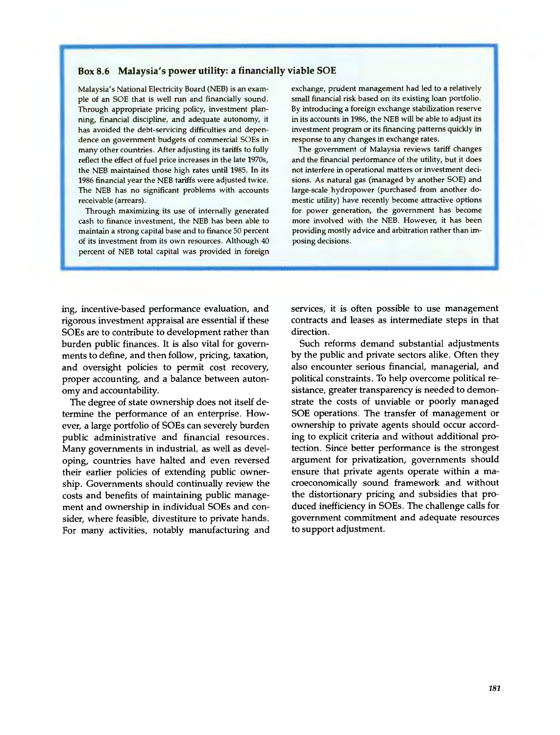### Box 8.6 Malaysia's power utility: a financially viable SOE

Malaysia's National Electricity Board (NEB) is an example of an SOE that is well run and financially sound. Through appropriate pricing policy, investment planning, financial discipline, and adequate autonomy, it has avoided the debt-servicing difficulties and dependence on government budgets of commercial SOEs in many other countries. After adjusting its tariffs to fully reflect the effect of fuel price increases in the late 1970s, the NEB maintained those high rates until 1985. In its 1986 financial year the NEB tariffs were adjusted twice. The NEB has no significant problems with accounts receivable (arrears).

Through maximizing its use of internally generated cash to finance investment, the NEB has been able to maintain a strong capital base and to finance 50 percent of its investment from its own resources. Although 40 percent of NEB total capital was provided in foreign exchange, prudent management had led to a relatively small financial risk based on its existing loan portfolio. By introducing a foreign exchange stabilization reserve in its accounts in 1986, the NEB will be able to adjust its investment program or its financing patterns quickly in response to any changes in exchange rates.

The government of Malaysia reviews tariff changes and the financial performance of the utility, but it does not interfere in operational matters or investment decisions. As natural gas (managed by another SOE) and large-scale hydropower (purchased from another domestic utility) have recently become attractive options for power generation, the government has become more involved with the NEB. However, it has been providing mostly advice and arbitration rather than imposing decisions.

---

ing, incentive-based performance evaluation, and rigorous investment appraisal are essential if these SOEs are to contribute to development rather than burden public finances. It is also vital for governments to define, and then follow, pricing, taxation, and oversight policies to permit cost recovery, proper accounting, and a balance between autonomy and accountability.

The degree of state ownership does not itself determine the performance of an enterprise. However, a large portfolio of SOEs can severely burden public administrative and financial resources. Many governments in industrial, as well as developing, countries have halted and even reversed their earlier policies of extending public ownership. Governments should continually review the costs and benefits of maintaining public management and ownership in individual SOEs and consider, where feasible, divestiture to private hands. For many activities, notably manufacturing and services, it is often possible to use management contracts and leases as intermediate steps in that direction.

Such reforms demand substantial adjustments by the public and private sectors alike. Often they also encounter serious financial, managerial, and political constraints. To help overcome political resistance, greater transparency is needed to demonstrate the costs of unviable or poorly managed SOE operations. The transfer of management or ownership to private agents should occur according to explicit criteria and without additional protection. Since better performance is the strongest argument for privatization, governments should ensure that private agents operate within a macroeconomically sound framework and without the distortionary pricing and subsidies that produced inefficiency in SOEs. The challenge calls for government commitment and adequate resources to support adjustment.